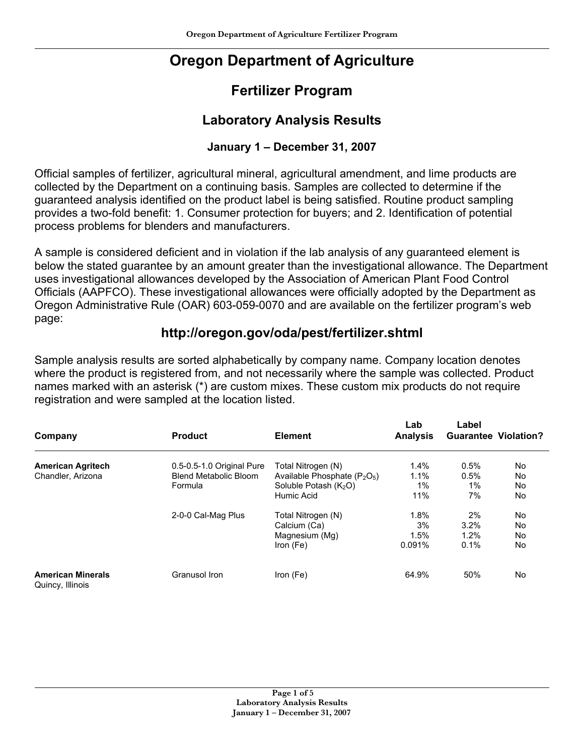# Oregon Department of Agriculture

## Fertilizer Program

## Laboratory Analysis Results

### January 1 – December 31, 2007

Official samples of fertilizer, agricultural mineral, agricultural amendment, and lime products are collected by the Department on a continuing basis. Samples are collected to determine if the guaranteed analysis identified on the product label is being satisfied. Routine product sampling provides a two-fold benefit: 1. Consumer protection for buyers; and 2. Identification of potential process problems for blenders and manufacturers.

A sample is considered deficient and in violation if the lab analysis of any guaranteed element is below the stated guarantee by an amount greater than the investigational allowance. The Department uses investigational allowances developed by the Association of American Plant Food Control Officials (AAPFCO). These investigational allowances were officially adopted by the Department as Oregon Administrative Rule (OAR) 603-059-0070 and are available on the fertilizer program's web page:

### http://oregon.gov/oda/pest/fertilizer.shtml

Sample analysis results are sorted alphabetically by company name. Company location denotes where the product is registered from, and not necessarily where the sample was collected. Product names marked with an asterisk (*) are custom mixes. These custom mix products do not require registration and were sampled at the location listed.

| Company | Product | Element | Lab Analysis | Label Guarantee | Violation? |
|---|---|---|---|---|---|
| **American Agritech** Chandler, Arizona | 0.5-0.5-1.0 Original Pure Blend Metabolic Bloom Formula | Total Nitrogen (N) | 1.4% | 0.5% | No |
| | | Available Phosphate ($P_2O_5$) | 1.1% | 0.5% | No |
| | | Soluble Potash ($K_2O$) | 1% | 1% | No |
| | | Humic Acid | 11% | 7% | No |
| | 2-0-0 Cal-Mag Plus | Total Nitrogen (N) | 1.8% | 2% | No |
| | | Calcium (Ca) | 3% | 3.2% | No |
| | | Magnesium (Mg) | 1.5% | 1.2% | No |
| | | Iron (Fe) | 0.091% | 0.1% | No |
| **American Minerals** Quincy, Illinois | Granusol Iron | Iron (Fe) | 64.9% | 50% | No |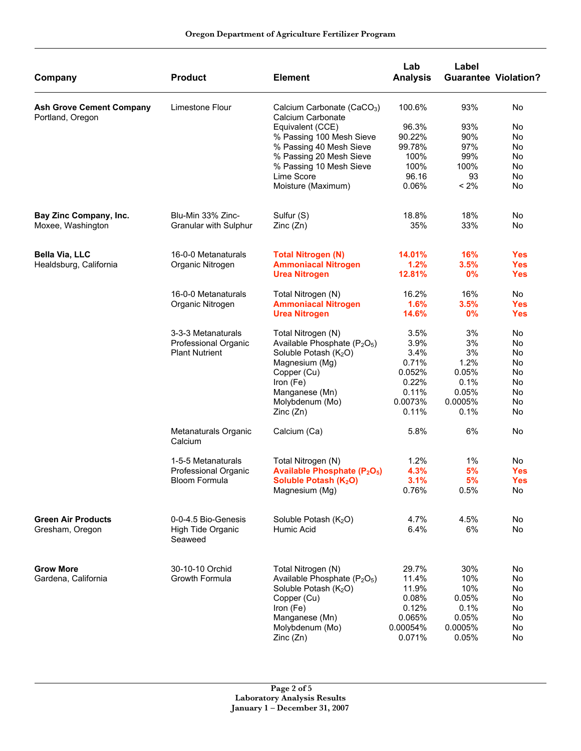| Company | Product | Element | Lab Analysis | Label Guarantee | Violation? |
|---|---|---|---|---|---|
| **Ash Grove Cement Company** Portland, Oregon | Limestone Flour | Calcium Carbonate ($CaCO_3$) | 100.6% | 93% | No |
| | | Calcium Carbonate Equivalent (CCE) | 96.3% | 93% | No |
| | | % Passing 100 Mesh Sieve | 90.22% | 90% | No |
| | | % Passing 40 Mesh Sieve | 99.78% | 97% | No |
| | | % Passing 20 Mesh Sieve | 100% | 99% | No |
| | | % Passing 10 Mesh Sieve | 100% | 100% | No |
| | | Lime Score | 96.16 | 93 | No |
| | | Moisture (Maximum) | 0.06% | < 2% | No |
| **Bay Zinc Company, Inc.** Moxee, Washington | Blu-Min 33% Zinc-Granular with Sulphur | Sulfur (S) | 18.8% | 18% | No |
| | | Zinc (Zn) | 35% | 33% | No |
| **Bella Via, LLC** Healdsburg, California | 16-0-0 Metanaturals Organic Nitrogen | **Total Nitrogen (N)** | **14.01%** | **16%** | **Yes** |
| | | **Ammoniacal Nitrogen** | **1.2%** | **3.5%** | **Yes** |
| | | **Urea Nitrogen** | **12.81%** | **0%** | **Yes** |
| | 16-0-0 Metanaturals Organic Nitrogen | Total Nitrogen (N) | 16.2% | 16% | No |
| | | **Ammoniacal Nitrogen** | **1.6%** | **3.5%** | **Yes** |
| | | **Urea Nitrogen** | **14.6%** | **0%** | **Yes** |
| | 3-3-3 Metanaturals Professional Organic Plant Nutrient | Total Nitrogen (N) | 3.5% | 3% | No |
| | | Available Phosphate ($P_2O_5$) | 3.9% | 3% | No |
| | | Soluble Potash ($K_2O$) | 3.4% | 3% | No |
| | | Magnesium (Mg) | 0.71% | 1.2% | No |
| | | Copper (Cu) | 0.052% | 0.05% | No |
| | | Iron (Fe) | 0.22% | 0.1% | No |
| | | Manganese (Mn) | 0.11% | 0.05% | No |
| | | Molybdenum (Mo) | 0.0073% | 0.0005% | No |
| | | Zinc (Zn) | 0.11% | 0.1% | No |
| | Metanaturals Organic Calcium | Calcium (Ca) | 5.8% | 6% | No |
| | 1-5-5 Metanaturals Professional Organic Bloom Formula | Total Nitrogen (N) | 1.2% | 1% | No |
| | | **Available Phosphate ($P_2O_5$)** | **4.3%** | **5%** | **Yes** |
| | | **Soluble Potash ($K_2O$)** | **3.1%** | **5%** | **Yes** |
| | | Magnesium (Mg) | 0.76% | 0.5% | No |
| **Green Air Products** Gresham, Oregon | 0-0-4.5 Bio-Genesis High Tide Organic Seaweed | Soluble Potash ($K_2O$) | 4.7% | 4.5% | No |
| | | Humic Acid | 6.4% | 6% | No |
| **Grow More** Gardena, California | 30-10-10 Orchid Growth Formula | Total Nitrogen (N) | 29.7% | 30% | No |
| | | Available Phosphate ($P_2O_5$) | 11.4% | 10% | No |
| | | Soluble Potash ($K_2O$) | 11.9% | 10% | No |
| | | Copper (Cu) | 0.08% | 0.05% | No |
| | | Iron (Fe) | 0.12% | 0.1% | No |
| | | Manganese (Mn) | 0.065% | 0.05% | No |
| | | Molybdenum (Mo) | 0.00054% | 0.0005% | No |
| | | Zinc (Zn) | 0.071% | 0.05% | No |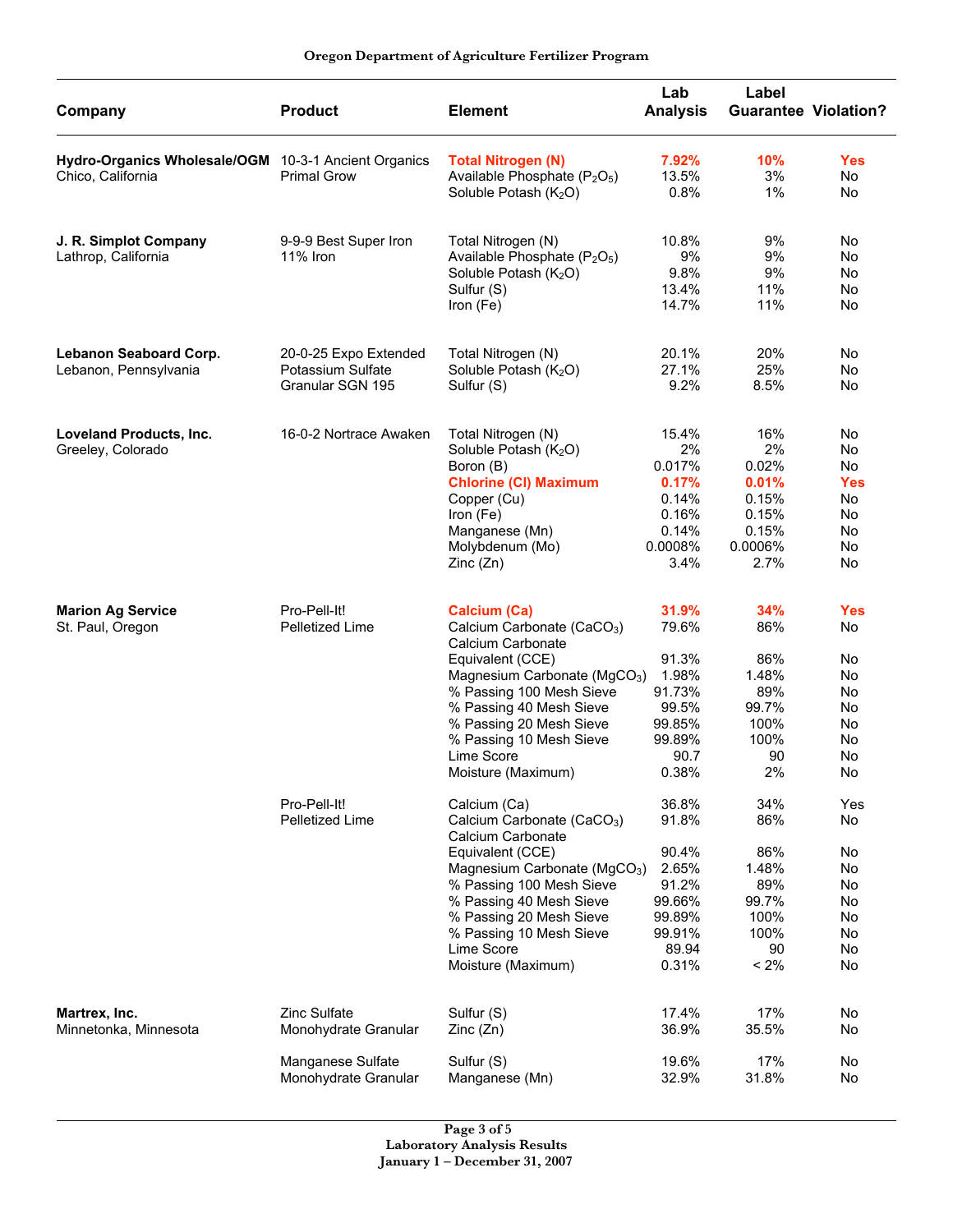| Company | Product | Element | Lab Analysis | Label Guarantee | Violation? |
|---|---|---|---|---|---|
| **Hydro-Organics Wholesale/OGM** Chico, California | 10-3-1 Ancient Organics Primal Grow | **Total Nitrogen (N)** | **7.92%** | **10%** | **Yes** |
| | | Available Phosphate ($P_2O_5$) | 13.5% | 3% | No |
| | | Soluble Potash ($K_2O$) | 0.8% | 1% | No |
| **J. R. Simplot Company** Lathrop, California | 9-9-9 Best Super Iron 11% Iron | Total Nitrogen (N) | 10.8% | 9% | No |
| | | Available Phosphate ($P_2O_5$) | 9% | 9% | No |
| | | Soluble Potash ($K_2O$) | 9.8% | 9% | No |
| | | Sulfur (S) | 13.4% | 11% | No |
| | | Iron (Fe) | 14.7% | 11% | No |
| **Lebanon Seaboard Corp.** Lebanon, Pennsylvania | 20-0-25 Expo Extended Potassium Sulfate Granular SGN 195 | Total Nitrogen (N) | 20.1% | 20% | No |
| | | Soluble Potash ($K_2O$) | 27.1% | 25% | No |
| | | Sulfur (S) | 9.2% | 8.5% | No |
| **Loveland Products, Inc.** Greeley, Colorado | 16-0-2 Nortrace Awaken | Total Nitrogen (N) | 15.4% | 16% | No |
| | | Soluble Potash ($K_2O$) | 2% | 2% | No |
| | | Boron (B) | 0.017% | 0.02% | No |
| | | **Chlorine (Cl) Maximum** | **0.17%** | **0.01%** | **Yes** |
| | | Copper (Cu) | 0.14% | 0.15% | No |
| | | Iron (Fe) | 0.16% | 0.15% | No |
| | | Manganese (Mn) | 0.14% | 0.15% | No |
| | | Molybdenum (Mo) | 0.0008% | 0.0006% | No |
| | | Zinc (Zn) | 3.4% | 2.7% | No |
| **Marion Ag Service** St. Paul, Oregon | Pro-Pell-It! Pelletized Lime | **Calcium (Ca)** | **31.9%** | **34%** | **Yes** |
| | | Calcium Carbonate ($CaCO_3$) | 79.6% | 86% | No |
| | | Calcium Carbonate Equivalent (CCE) | 91.3% | 86% | No |
| | | Magnesium Carbonate ($MgCO_3$) | 1.98% | 1.48% | No |
| | | % Passing 100 Mesh Sieve | 91.73% | 89% | No |
| | | % Passing 40 Mesh Sieve | 99.5% | 99.7% | No |
| | | % Passing 20 Mesh Sieve | 99.85% | 100% | No |
| | | % Passing 10 Mesh Sieve | 99.89% | 100% | No |
| | | Lime Score | 90.7 | 90 | No |
| | | Moisture (Maximum) | 0.38% | 2% | No |
| | Pro-Pell-It! Pelletized Lime | Calcium (Ca) | 36.8% | 34% | Yes |
| | | Calcium Carbonate ($CaCO_3$) | 91.8% | 86% | No |
| | | Calcium Carbonate Equivalent (CCE) | 90.4% | 86% | No |
| | | Magnesium Carbonate ($MgCO_3$) | 2.65% | 1.48% | No |
| | | % Passing 100 Mesh Sieve | 91.2% | 89% | No |
| | | % Passing 40 Mesh Sieve | 99.66% | 99.7% | No |
| | | % Passing 20 Mesh Sieve | 99.89% | 100% | No |
| | | % Passing 10 Mesh Sieve | 99.91% | 100% | No |
| | | Lime Score | 89.94 | 90 | No |
| | | Moisture (Maximum) | 0.31% | < 2% | No |
| **Martrex, Inc.** Minnetonka, Minnesota | Zinc Sulfate Monohydrate Granular | Sulfur (S) | 17.4% | 17% | No |
| | | Zinc (Zn) | 36.9% | 35.5% | No |
| | Manganese Sulfate Monohydrate Granular | Sulfur (S) | 19.6% | 17% | No |
| | | Manganese (Mn) | 32.9% | 31.8% | No |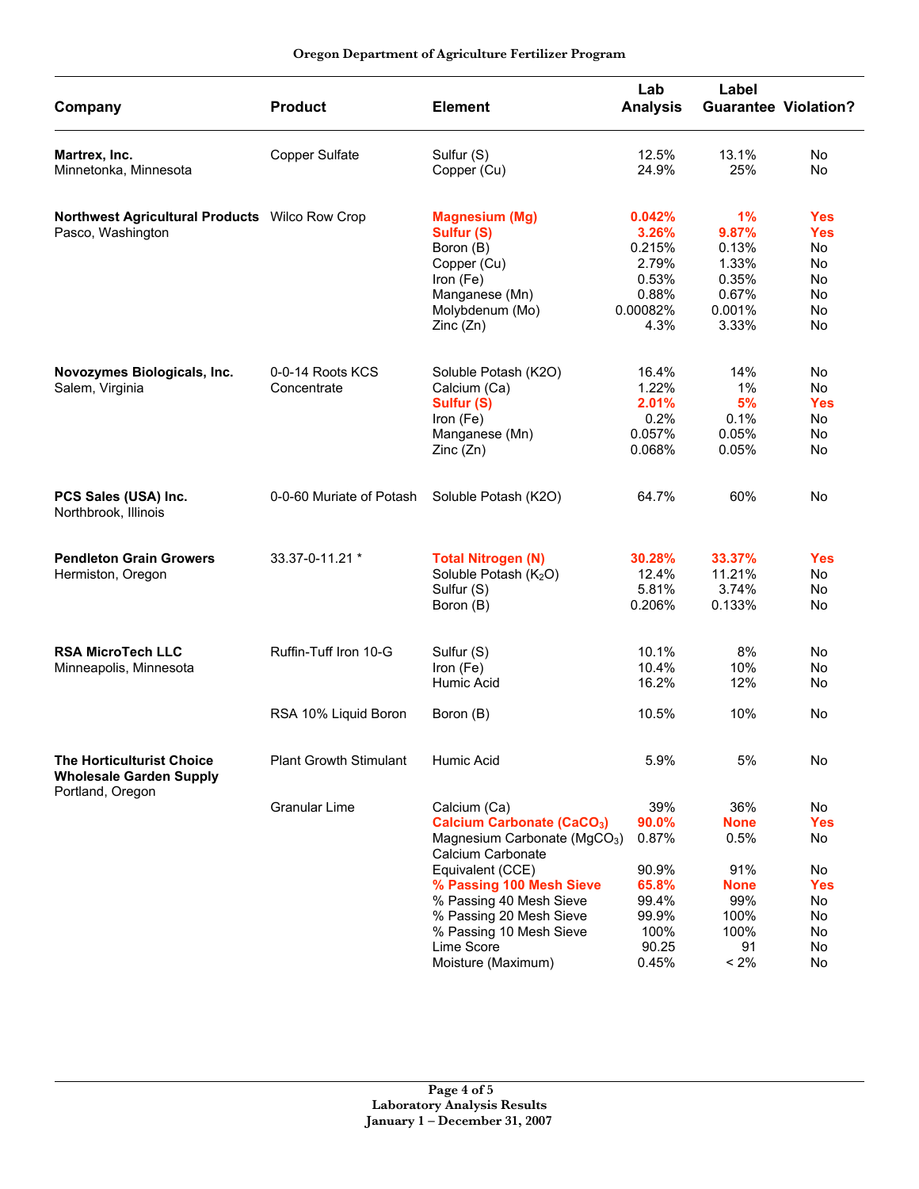| Company | Product | Element | Lab Analysis | Label Guarantee | Violation? |
|---|---|---|---|---|---|
| **Martrex, Inc.** Minnetonka, Minnesota | Copper Sulfate | Sulfur (S) | 12.5% | 13.1% | No |
| | | Copper (Cu) | 24.9% | 25% | No |
| **Northwest Agricultural Products** Pasco, Washington | Wilco Row Crop | **Magnesium (Mg)** | **0.042%** | **1%** | **Yes** |
| | | **Sulfur (S)** | **3.26%** | **9.87%** | **Yes** |
| | | Boron (B) | 0.215% | 0.13% | No |
| | | Copper (Cu) | 2.79% | 1.33% | No |
| | | Iron (Fe) | 0.53% | 0.35% | No |
| | | Manganese (Mn) | 0.88% | 0.67% | No |
| | | Molybdenum (Mo) | 0.00082% | 0.001% | No |
| | | Zinc (Zn) | 4.3% | 3.33% | No |
| **Novozymes Biologicals, Inc.** Salem, Virginia | 0-0-14 Roots KCS Concentrate | Soluble Potash ($K_2O$) | 16.4% | 14% | No |
| | | Calcium (Ca) | 1.22% | 1% | No |
| | | **Sulfur (S)** | **2.01%** | **5%** | **Yes** |
| | | Iron (Fe) | 0.2% | 0.1% | No |
| | | Manganese (Mn) | 0.057% | 0.05% | No |
| | | Zinc (Zn) | 0.068% | 0.05% | No |
| **PCS Sales (USA) Inc.** Northbrook, Illinois | 0-0-60 Muriate of Potash | Soluble Potash ($K_2O$) | 64.7% | 60% | No |
| **Pendleton Grain Growers** Hermiston, Oregon | 33.37-0-11.21 * | **Total Nitrogen (N)** | **30.28%** | **33.37%** | **Yes** |
| | | Soluble Potash ($K_2O$) | 12.4% | 11.21% | No |
| | | Sulfur (S) | 5.81% | 3.74% | No |
| | | Boron (B) | 0.206% | 0.133% | No |
| **RSA MicroTech LLC** Minneapolis, Minnesota | Ruffin-Tuff Iron 10-G | Sulfur (S) | 10.1% | 8% | No |
| | | Iron (Fe) | 10.4% | 10% | No |
| | | Humic Acid | 16.2% | 12% | No |
| | RSA 10% Liquid Boron | Boron (B) | 10.5% | 10% | No |
| **The Horticulturist Choice Wholesale Garden Supply** Portland, Oregon | Plant Growth Stimulant | Humic Acid | 5.9% | 5% | No |
| | Granular Lime | Calcium (Ca) | 39% | 36% | No |
| | | **Calcium Carbonate ($CaCO_3$)** | **90.0%** | **None** | **Yes** |
| | | Magnesium Carbonate ($MgCO_3$) | 0.87% | 0.5% | No |
| | | Calcium Carbonate Equivalent (CCE) | 90.9% | 91% | No |
| | | **% Passing 100 Mesh Sieve** | **65.8%** | **None** | **Yes** |
| | | % Passing 40 Mesh Sieve | 99.4% | 99% | No |
| | | % Passing 20 Mesh Sieve | 99.9% | 100% | No |
| | | % Passing 10 Mesh Sieve | 100% | 100% | No |
| | | Lime Score | 90.25 | 91 | No |
| | | Moisture (Maximum) | 0.45% | < 2% | No |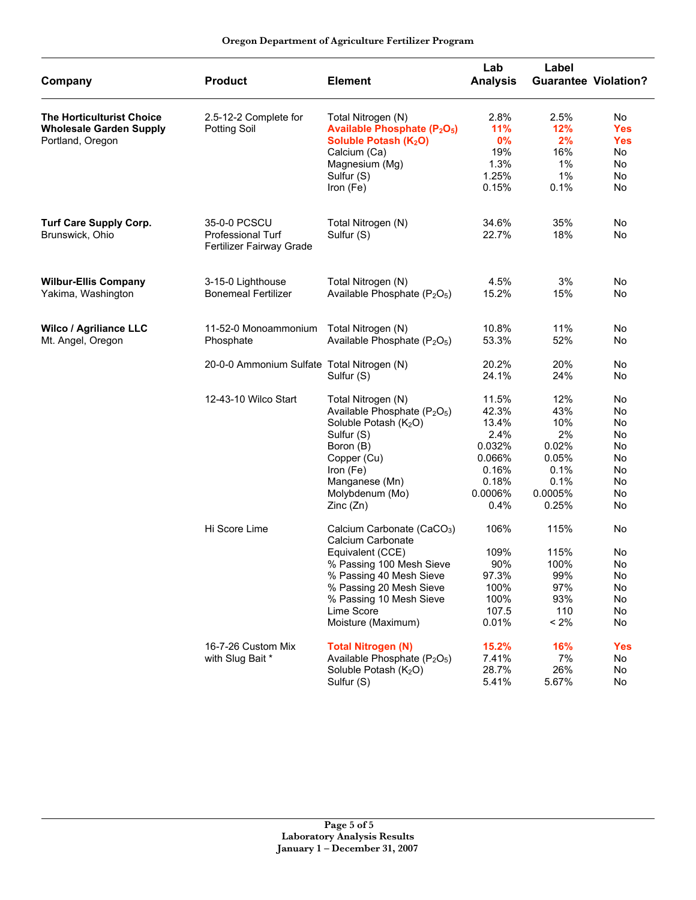| Company | Product | Element | Lab Analysis | Label Guarantee | Violation? |
|---|---|---|---|---|---|
| **The Horticulturist Choice Wholesale Garden Supply** Portland, Oregon | 2.5-12-2 Complete for Potting Soil | Total Nitrogen (N) | 2.8% | 2.5% | No |
| | | **Available Phosphate ($P_2O_5$)** | **11%** | **12%** | **Yes** |
| | | **Soluble Potash ($K_2O$)** | **0%** | **2%** | **Yes** |
| | | Calcium (Ca) | 19% | 16% | No |
| | | Magnesium (Mg) | 1.3% | 1% | No |
| | | Sulfur (S) | 1.25% | 1% | No |
| | | Iron (Fe) | 0.15% | 0.1% | No |
| **Turf Care Supply Corp.** Brunswick, Ohio | 35-0-0 PCSCU Professional Turf Fertilizer Fairway Grade | Total Nitrogen (N) | 34.6% | 35% | No |
| | | Sulfur (S) | 22.7% | 18% | No |
| **Wilbur-Ellis Company** Yakima, Washington | 3-15-0 Lighthouse Bonemeal Fertilizer | Total Nitrogen (N) | 4.5% | 3% | No |
| | | Available Phosphate ($P_2O_5$) | 15.2% | 15% | No |
| **Wilco / Agriliance LLC** Mt. Angel, Oregon | 11-52-0 Monoammonium Phosphate | Total Nitrogen (N) | 10.8% | 11% | No |
| | | Available Phosphate ($P_2O_5$) | 53.3% | 52% | No |
| | 20-0-0 Ammonium Sulfate | Total Nitrogen (N) | 20.2% | 20% | No |
| | | Sulfur (S) | 24.1% | 24% | No |
| | 12-43-10 Wilco Start | Total Nitrogen (N) | 11.5% | 12% | No |
| | | Available Phosphate ($P_2O_5$) | 42.3% | 43% | No |
| | | Soluble Potash ($K_2O$) | 13.4% | 10% | No |
| | | Sulfur (S) | 2.4% | 2% | No |
| | | Boron (B) | 0.032% | 0.02% | No |
| | | Copper (Cu) | 0.066% | 0.05% | No |
| | | Iron (Fe) | 0.16% | 0.1% | No |
| | | Manganese (Mn) | 0.18% | 0.1% | No |
| | | Molybdenum (Mo) | 0.0006% | 0.0005% | No |
| | | Zinc (Zn) | 0.4% | 0.25% | No |
| | Hi Score Lime | Calcium Carbonate ($CaCO_3$) | 106% | 115% | No |
| | | Calcium Carbonate Equivalent (CCE) | 109% | 115% | No |
| | | % Passing 100 Mesh Sieve | 90% | 100% | No |
| | | % Passing 40 Mesh Sieve | 97.3% | 99% | No |
| | | % Passing 20 Mesh Sieve | 100% | 97% | No |
| | | % Passing 10 Mesh Sieve | 100% | 93% | No |
| | | Lime Score | 107.5 | 110 | No |
| | | Moisture (Maximum) | 0.01% | < 2% | No |
| | 16-7-26 Custom Mix with Slug Bait * | **Total Nitrogen (N)** | **15.2%** | **16%** | **Yes** |
| | | Available Phosphate ($P_2O_5$) | 7.41% | 7% | No |
| | | Soluble Potash ($K_2O$) | 28.7% | 26% | No |
| | | Sulfur (S) | 5.41% | 5.67% | No |

**Laboratory Analysis Results**
**January 1 – December 31, 2007**